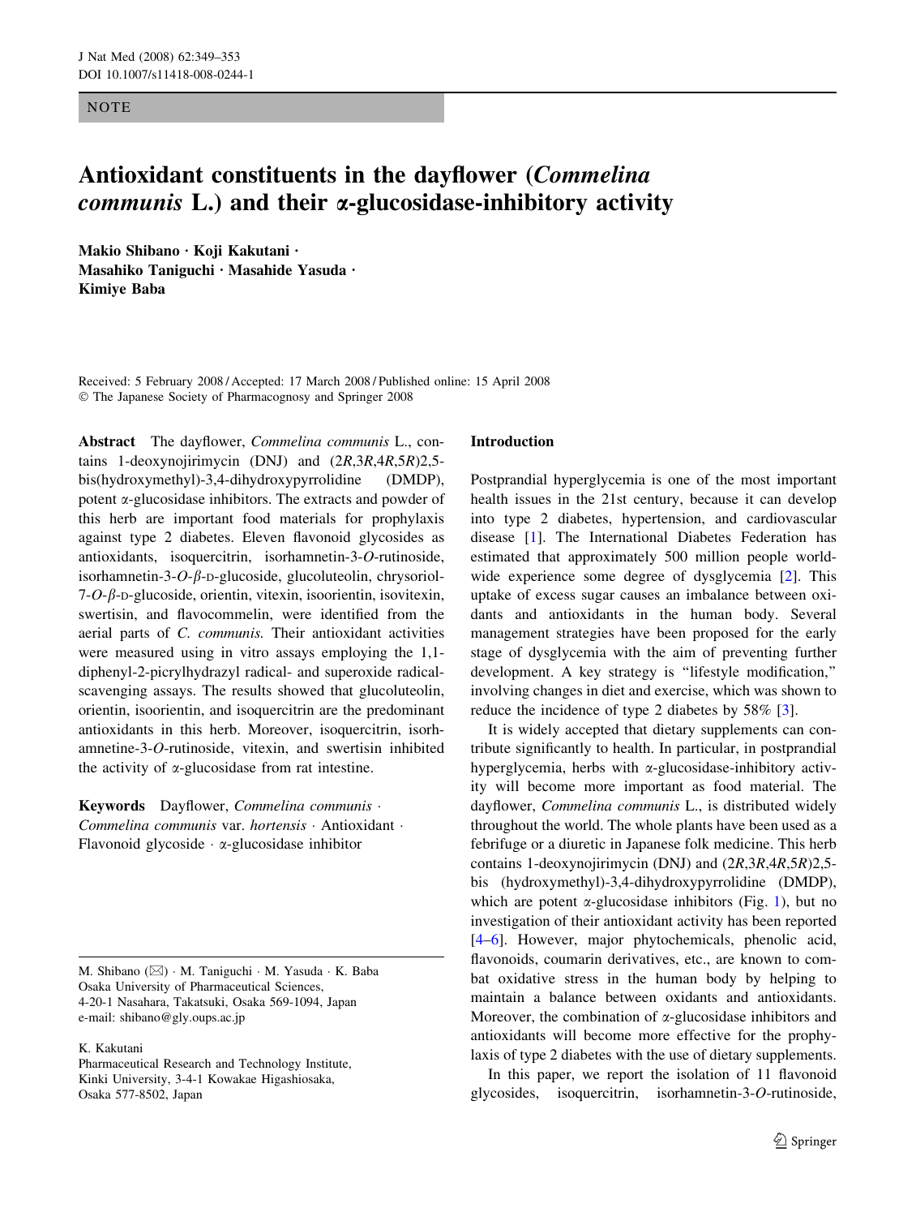NOTE

# Antioxidant constituents in the dayflower (*Commelina communis* L.) and their α-glucosidase-inhibitory activity

**Makio Shibano · Koji Kakutani · Masahiko Taniguchi · Masahide Yasuda · Kimiye Baba**

Received: 5 February 2008 / Accepted: 17 March 2008 / Published online: 15 April 2008
© The Japanese Society of Pharmacognosy and Springer 2008

**Abstract** The dayflower, *Commelina communis* L., contains 1-deoxynojirimycin (DNJ) and (2*R*,3*R*,4*R*,5*R*)2,5-bis(hydroxymethyl)-3,4-dihydroxypyrrolidine (DMDP), potent α-glucosidase inhibitors. The extracts and powder of this herb are important food materials for prophylaxis against type 2 diabetes. Eleven flavonoid glycosides as antioxidants, isoquercitrin, isorhamnetin-3-*O*-rutinoside, isorhamnetin-3-*O*-β-D-glucoside, glucoluteolin, chrysoriol-7-*O*-β-D-glucoside, orientin, vitexin, isoorientin, isovitexin, swertisin, and flavocommelin, were identified from the aerial parts of *C. communis.* Their antioxidant activities were measured using in vitro assays employing the 1,1-diphenyl-2-picrylhydrazyl radical- and superoxide radical-scavenging assays. The results showed that glucoluteolin, orientin, isoorientin, and isoquercitrin are the predominant antioxidants in this herb. Moreover, isoquercitrin, isorhamnetine-3-*O*-rutinoside, vitexin, and swertisin inhibited the activity of α-glucosidase from rat intestine.

**Keywords** Dayflower, *Commelina communis* · *Commelina communis* var. *hortensis* · Antioxidant · Flavonoid glycoside · α-glucosidase inhibitor

M. Shibano (✉) · M. Taniguchi · M. Yasuda · K. Baba
Osaka University of Pharmaceutical Sciences,
4-20-1 Nasahara, Takatsuki, Osaka 569-1094, Japan
e-mail: shibano@gly.oups.ac.jp

K. Kakutani
Pharmaceutical Research and Technology Institute,
Kinki University, 3-4-1 Kowakae Higashiosaka,
Osaka 577-8502, Japan

## Introduction

Postprandial hyperglycemia is one of the most important health issues in the 21st century, because it can develop into type 2 diabetes, hypertension, and cardiovascular disease [1]. The International Diabetes Federation has estimated that approximately 500 million people worldwide experience some degree of dysglycemia [2]. This uptake of excess sugar causes an imbalance between oxidants and antioxidants in the human body. Several management strategies have been proposed for the early stage of dysglycemia with the aim of preventing further development. A key strategy is "lifestyle modification," involving changes in diet and exercise, which was shown to reduce the incidence of type 2 diabetes by 58% [3].

It is widely accepted that dietary supplements can contribute significantly to health. In particular, in postprandial hyperglycemia, herbs with α-glucosidase-inhibitory activity will become more important as food material. The dayflower, *Commelina communis* L., is distributed widely throughout the world. The whole plants have been used as a febrifuge or a diuretic in Japanese folk medicine. This herb contains 1-deoxynojirimycin (DNJ) and (2*R*,3*R*,4*R*,5*R*)2,5-bis (hydroxymethyl)-3,4-dihydroxypyrrolidine (DMDP), which are potent α-glucosidase inhibitors (Fig. 1), but no investigation of their antioxidant activity has been reported [4–6]. However, major phytochemicals, phenolic acid, flavonoids, coumarin derivatives, etc., are known to combat oxidative stress in the human body by helping to maintain a balance between oxidants and antioxidants. Moreover, the combination of α-glucosidase inhibitors and antioxidants will become more effective for the prophylaxis of type 2 diabetes with the use of dietary supplements.

In this paper, we report the isolation of 11 flavonoid glycosides, isoquercitrin, isorhamnetin-3-*O*-rutinoside,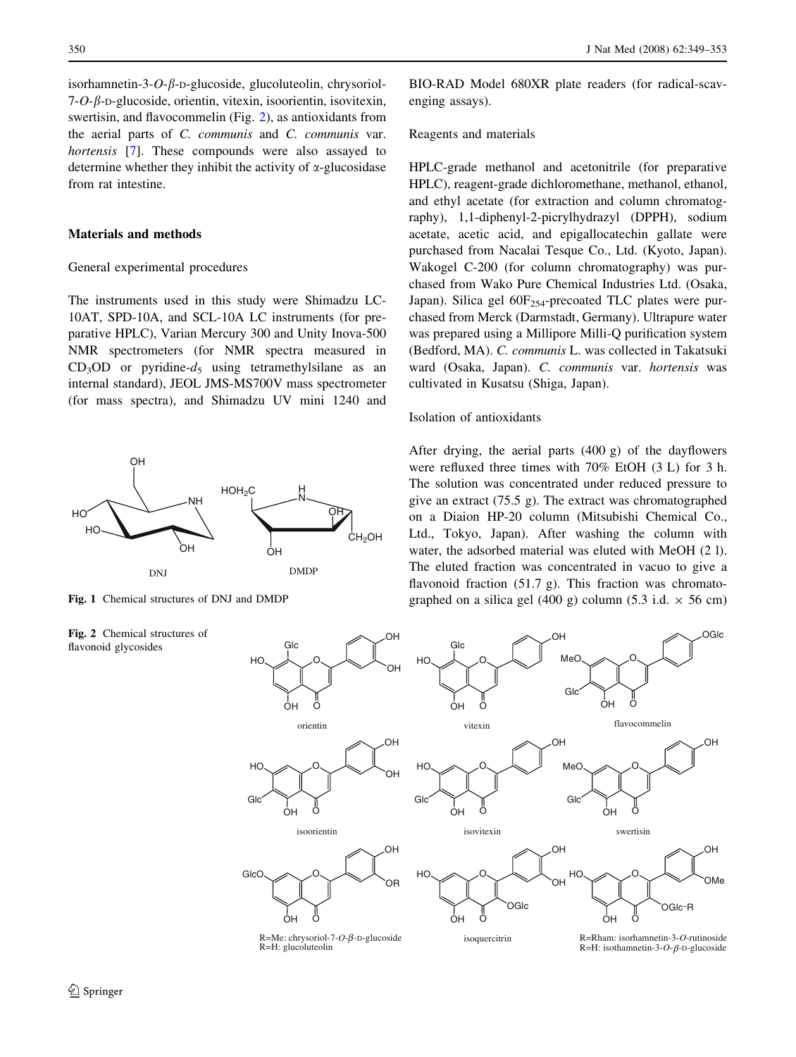isorhamnetin-3-*O*-*β*-D-glucoside, glucoluteolin, chrysoriol-7-*O*-*β*-D-glucoside, orientin, vitexin, isoorientin, isovitexin, swertisin, and flavocommelin (Fig. 2), as antioxidants from the aerial parts of *C. communis* and *C. communis* var. *hortensis* [7]. These compounds were also assayed to determine whether they inhibit the activity of α-glucosidase from rat intestine.

## Materials and methods

### General experimental procedures

The instruments used in this study were Shimadzu LC-10AT, SPD-10A, and SCL-10A LC instruments (for preparative HPLC), Varian Mercury 300 and Unity Inova-500 NMR spectrometers (for NMR spectra measured in $CD_3OD$ or pyridine-$d_5$ using tetramethylsilane as an internal standard), JEOL JMS-MS700V mass spectrometer (for mass spectra), and Shimadzu UV mini 1240 and BIO-RAD Model 680XR plate readers (for radical-scavenging assays).

Fig. 1 Chemical structures of DNJ and DMDP

Fig. 2 Chemical structures of flavonoid glycosides

### Reagents and materials

HPLC-grade methanol and acetonitrile (for preparative HPLC), reagent-grade dichloromethane, methanol, ethanol, and ethyl acetate (for extraction and column chromatography), 1,1-diphenyl-2-picrylhydrazyl (DPPH), sodium acetate, acetic acid, and epigallocatechin gallate were purchased from Nacalai Tesque Co., Ltd. (Kyoto, Japan). Wakogel C-200 (for column chromatography) was purchased from Wako Pure Chemical Industries Ltd. (Osaka, Japan). Silica gel $60F_{254}$-precoated TLC plates were purchased from Merck (Darmstadt, Germany). Ultrapure water was prepared using a Millipore Milli-Q purification system (Bedford, MA). *C. communis* L. was collected in Takatsuki ward (Osaka, Japan). *C. communis* var. *hortensis* was cultivated in Kusatsu (Shiga, Japan).

### Isolation of antioxidants

After drying, the aerial parts (400 g) of the dayflowers were refluxed three times with 70% EtOH (3 L) for 3 h. The solution was concentrated under reduced pressure to give an extract (75.5 g). The extract was chromatographed on a Diaion HP-20 column (Mitsubishi Chemical Co., Ltd., Tokyo, Japan). After washing the column with water, the adsorbed material was eluted with MeOH (2 l). The eluted fraction was concentrated in vacuo to give a flavonoid fraction (51.7 g). This fraction was chromatographed on a silica gel (400 g) column (5.3 i.d. × 56 cm)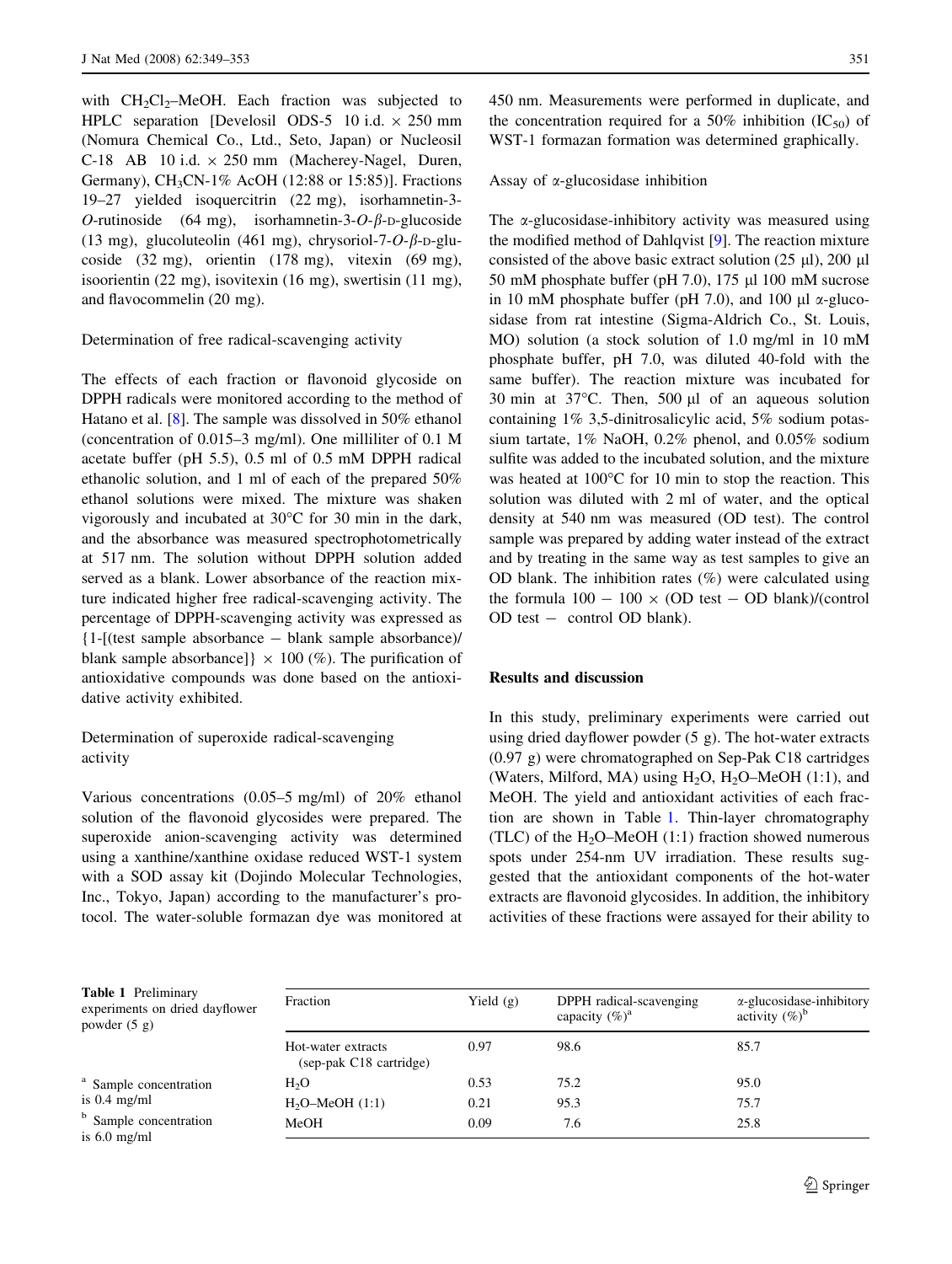with $CH_2Cl_2$–MeOH. Each fraction was subjected to HPLC separation [Develosil ODS-5 10 i.d. × 250 mm (Nomura Chemical Co., Ltd., Seto, Japan) or Nucleosil C-18 AB 10 i.d. × 250 mm (Macherey-Nagel, Duren, Germany), $CH_3CN$-1% AcOH (12:88 or 15:85)]. Fractions 19–27 yielded isoquercitrin (22 mg), isorhamnetin-3-*O*-rutinoside (64 mg), isorhamnetin-3-*O*-β-D-glucoside (13 mg), glucoluteolin (461 mg), chrysoriol-7-*O*-β-D-glucoside (32 mg), orientin (178 mg), vitexin (69 mg), isoorientin (22 mg), isovitexin (16 mg), swertisin (11 mg), and flavocommelin (20 mg).

### Determination of free radical-scavenging activity

The effects of each fraction or flavonoid glycoside on DPPH radicals were monitored according to the method of Hatano et al. [8]. The sample was dissolved in 50% ethanol (concentration of 0.015–3 mg/ml). One milliliter of 0.1 M acetate buffer (pH 5.5), 0.5 ml of 0.5 mM DPPH radical ethanolic solution, and 1 ml of each of the prepared 50% ethanol solutions were mixed. The mixture was shaken vigorously and incubated at 30°C for 30 min in the dark, and the absorbance was measured spectrophotometrically at 517 nm. The solution without DPPH solution added served as a blank. Lower absorbance of the reaction mixture indicated higher free radical-scavenging activity. The percentage of DPPH-scavenging activity was expressed as {1-[(test sample absorbance − blank sample absorbance)/ blank sample absorbance]} × 100 (%). The purification of antioxidative compounds was done based on the antioxidative activity exhibited.

### Determination of superoxide radical-scavenging activity

Various concentrations (0.05–5 mg/ml) of 20% ethanol solution of the flavonoid glycosides were prepared. The superoxide anion-scavenging activity was determined using a xanthine/xanthine oxidase reduced WST-1 system with a SOD assay kit (Dojindo Molecular Technologies, Inc., Tokyo, Japan) according to the manufacturer's protocol. The water-soluble formazan dye was monitored at 450 nm. Measurements were performed in duplicate, and the concentration required for a 50% inhibition ($IC_{50}$) of WST-1 formazan formation was determined graphically.

### Assay of α-glucosidase inhibition

The α-glucosidase-inhibitory activity was measured using the modified method of Dahlqvist [9]. The reaction mixture consisted of the above basic extract solution (25 μl), 200 μl 50 mM phosphate buffer (pH 7.0), 175 μl 100 mM sucrose in 10 mM phosphate buffer (pH 7.0), and 100 μl α-glucosidase from rat intestine (Sigma-Aldrich Co., St. Louis, MO) solution (a stock solution of 1.0 mg/ml in 10 mM phosphate buffer, pH 7.0, was diluted 40-fold with the same buffer). The reaction mixture was incubated for 30 min at 37°C. Then, 500 μl of an aqueous solution containing 1% 3,5-dinitrosalicylic acid, 5% sodium potassium tartate, 1% NaOH, 0.2% phenol, and 0.05% sodium sulfite was added to the incubated solution, and the mixture was heated at 100°C for 10 min to stop the reaction. This solution was diluted with 2 ml of water, and the optical density at 540 nm was measured (OD test). The control sample was prepared by adding water instead of the extract and by treating in the same way as test samples to give an OD blank. The inhibition rates (%) were calculated using the formula 100 − 100 × (OD test − OD blank)/(control OD test − control OD blank).

## Results and discussion

In this study, preliminary experiments were carried out using dried dayflower powder (5 g). The hot-water extracts (0.97 g) were chromatographed on Sep-Pak C18 cartridges (Waters, Milford, MA) using $H_2O$, $H_2O$–MeOH (1:1), and MeOH. The yield and antioxidant activities of each fraction are shown in Table 1. Thin-layer chromatography (TLC) of the $H_2O$–MeOH (1:1) fraction showed numerous spots under 254-nm UV irradiation. These results suggested that the antioxidant components of the hot-water extracts are flavonoid glycosides. In addition, the inhibitory activities of these fractions were assayed for their ability to

**Table 1** Preliminary experiments on dried dayflower powder (5 g)

| Fraction | Yield (g) | DPPH radical-scavenging capacity (%)[a] | α-glucosidase-inhibitory activity (%)[b] |
|---|---|---|---|
| Hot-water extracts (sep-pak C18 cartridge) | 0.97 | 98.6 | 85.7 |
| $H_2O$ | 0.53 | 75.2 | 95.0 |
| $H_2O$–MeOH (1:1) | 0.21 | 95.3 | 75.7 |
| MeOH | 0.09 | 7.6 | 25.8 |

[a] Sample concentration is 0.4 mg/ml

[b] Sample concentration is 6.0 mg/ml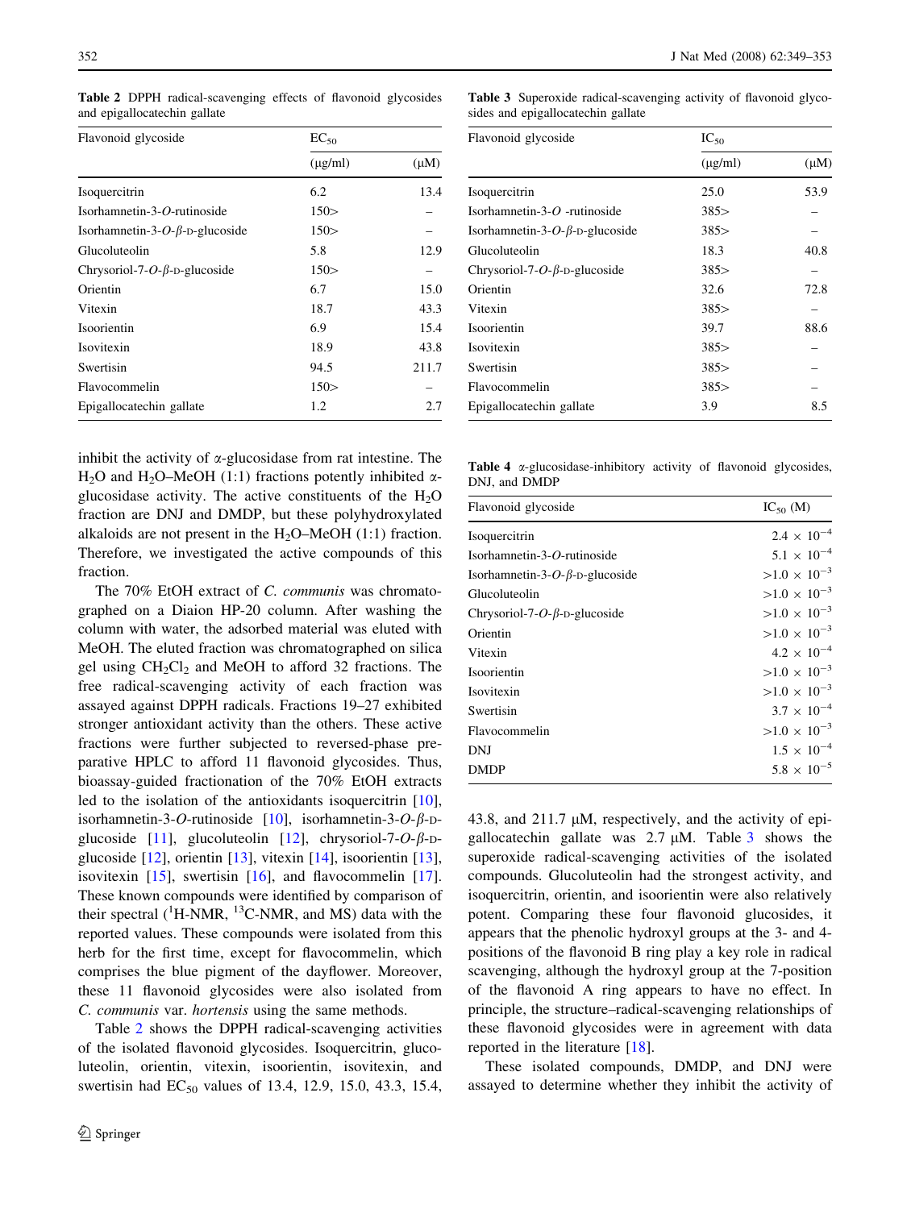**Table 2** DPPH radical-scavenging effects of flavonoid glycosides and epigallocatechin gallate

| Flavonoid glycoside | $EC_{50}$ | |
|---|---|---|
| | (μg/ml) | (μM) |
| Isoquercitrin | 6.2 | 13.4 |
| Isorhamnetin-3-*O*-rutinoside | 150> | – |
| Isorhamnetin-3-*O*-*β*-D-glucoside | 150> | – |
| Glucoluteolin | 5.8 | 12.9 |
| Chrysoriol-7-*O*-*β*-D-glucoside | 150> | – |
| Orientin | 6.7 | 15.0 |
| Vitexin | 18.7 | 43.3 |
| Isoorientin | 6.9 | 15.4 |
| Isovitexin | 18.9 | 43.8 |
| Swertisin | 94.5 | 211.7 |
| Flavocommelin | 150> | – |
| Epigallocatechin gallate | 1.2 | 2.7 |

inhibit the activity of α-glucosidase from rat intestine. The $H_2O$ and $H_2O$–MeOH (1:1) fractions potently inhibited α-glucosidase activity. The active constituents of the $H_2O$ fraction are DNJ and DMDP, but these polyhydroxylated alkaloids are not present in the $H_2O$–MeOH (1:1) fraction. Therefore, we investigated the active compounds of this fraction.

The 70% EtOH extract of *C. communis* was chromatographed on a Diaion HP-20 column. After washing the column with water, the adsorbed material was eluted with MeOH. The eluted fraction was chromatographed on silica gel using $CH_2Cl_2$ and MeOH to afford 32 fractions. The free radical-scavenging activity of each fraction was assayed against DPPH radicals. Fractions 19–27 exhibited stronger antioxidant activity than the others. These active fractions were further subjected to reversed-phase preparative HPLC to afford 11 flavonoid glycosides. Thus, bioassay-guided fractionation of the 70% EtOH extracts led to the isolation of the antioxidants isoquercitrin [10], isorhamnetin-3-*O*-rutinoside [10], isorhamnetin-3-*O*-*β*-D-glucoside [11], glucoluteolin [12], chrysoriol-7-*O*-*β*-D-glucoside [12], orientin [13], vitexin [14], isoorientin [13], isovitexin [15], swertisin [16], and flavocommelin [17]. These known compounds were identified by comparison of their spectral ($^1$H-NMR, $^{13}$C-NMR, and MS) data with the reported values. These compounds were isolated from this herb for the first time, except for flavocommelin, which comprises the blue pigment of the dayflower. Moreover, these 11 flavonoid glycosides were also isolated from *C. communis* var. *hortensis* using the same methods.

Table 2 shows the DPPH radical-scavenging activities of the isolated flavonoid glycosides. Isoquercitrin, glucoluteolin, orientin, vitexin, isoorientin, isovitexin, and swertisin had $EC_{50}$ values of 13.4, 12.9, 15.0, 43.3, 15.4, 43.8, and 211.7 μM, respectively, and the activity of epigallocatechin gallate was 2.7 μM. Table 3 shows the superoxide radical-scavenging activities of the isolated compounds. Glucoluteolin had the strongest activity, and isoquercitrin, orientin, and isoorientin were also relatively potent. Comparing these four flavonoid glucosides, it appears that the phenolic hydroxyl groups at the 3- and 4-positions of the flavonoid B ring play a key role in radical scavenging, although the hydroxyl group at the 7-position of the flavonoid A ring appears to have no effect. In principle, the structure–radical-scavenging relationships of these flavonoid glycosides were in agreement with data reported in the literature [18].

**Table 3** Superoxide radical-scavenging activity of flavonoid glycosides and epigallocatechin gallate

| Flavonoid glycoside | $IC_{50}$ | |
|---|---|---|
| | (μg/ml) | (μM) |
| Isoquercitrin | 25.0 | 53.9 |
| Isorhamnetin-3-*O* -rutinoside | 385> | – |
| Isorhamnetin-3-*O*-*β*-D-glucoside | 385> | – |
| Glucoluteolin | 18.3 | 40.8 |
| Chrysoriol-7-*O*-*β*-D-glucoside | 385> | – |
| Orientin | 32.6 | 72.8 |
| Vitexin | 385> | – |
| Isoorientin | 39.7 | 88.6 |
| Isovitexin | 385> | – |
| Swertisin | 385> | – |
| Flavocommelin | 385> | – |
| Epigallocatechin gallate | 3.9 | 8.5 |

**Table 4** α-glucosidase-inhibitory activity of flavonoid glycosides, DNJ, and DMDP

| Flavonoid glycoside | $IC_{50}$ (M) |
|---|---|
| Isoquercitrin | $2.4 \times 10^{-4}$ |
| Isorhamnetin-3-*O*-rutinoside | $5.1 \times 10^{-4}$ |
| Isorhamnetin-3-*O*-*β*-D-glucoside | $>1.0 \times 10^{-3}$ |
| Glucoluteolin | $>1.0 \times 10^{-3}$ |
| Chrysoriol-7-*O*-*β*-D-glucoside | $>1.0 \times 10^{-3}$ |
| Orientin | $>1.0 \times 10^{-3}$ |
| Vitexin | $4.2 \times 10^{-4}$ |
| Isoorientin | $>1.0 \times 10^{-3}$ |
| Isovitexin | $>1.0 \times 10^{-3}$ |
| Swertisin | $3.7 \times 10^{-4}$ |
| Flavocommelin | $>1.0 \times 10^{-3}$ |
| DNJ | $1.5 \times 10^{-4}$ |
| DMDP | $5.8 \times 10^{-5}$ |

These isolated compounds, DMDP, and DNJ were assayed to determine whether they inhibit the activity of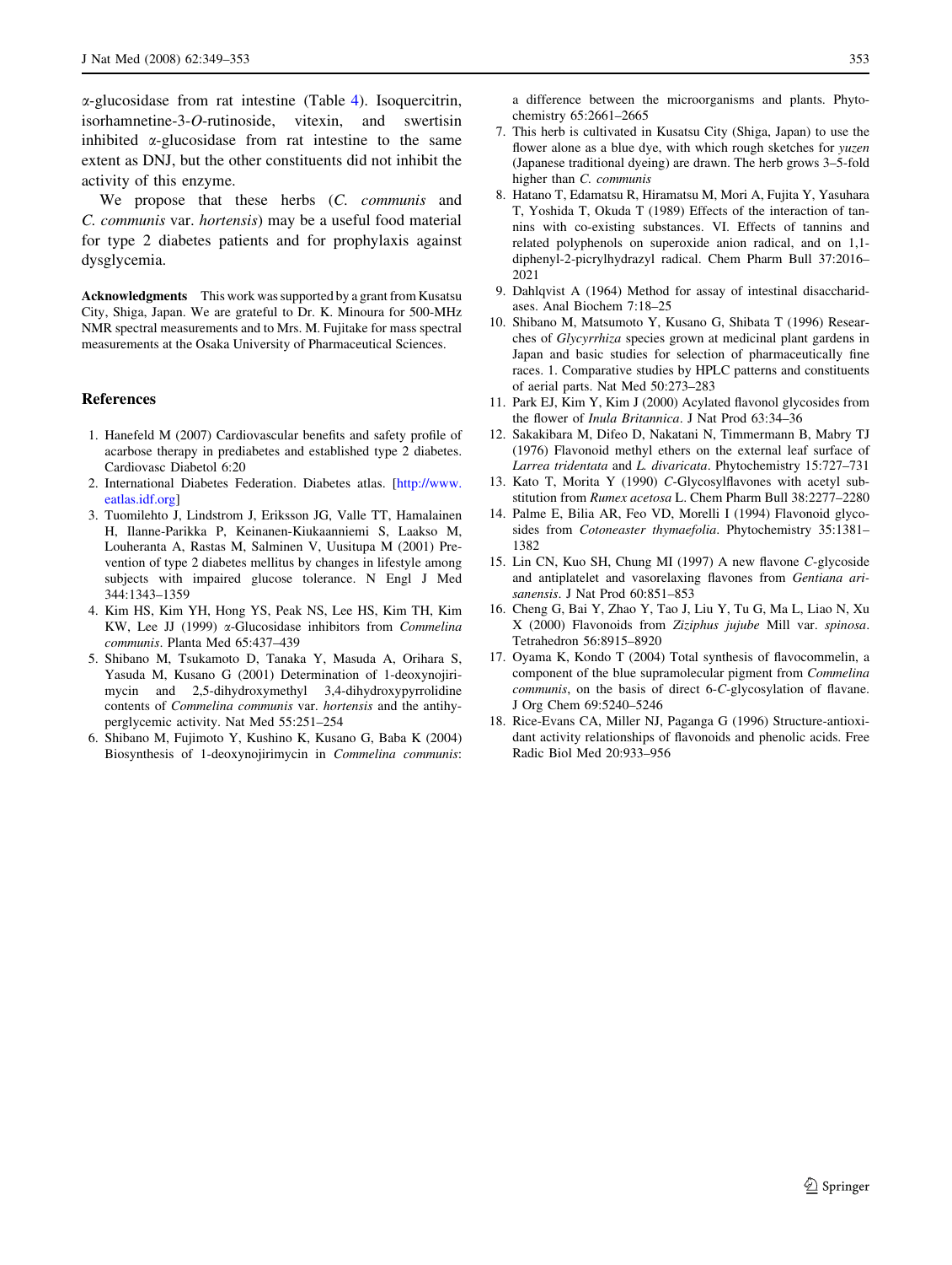α-glucosidase from rat intestine (Table 4). Isoquercitrin, isorhamnetine-3-*O*-rutinoside, vitexin, and swertisin inhibited α-glucosidase from rat intestine to the same extent as DNJ, but the other constituents did not inhibit the activity of this enzyme.

We propose that these herbs (*C. communis* and *C. communis* var. *hortensis*) may be a useful food material for type 2 diabetes patients and for prophylaxis against dysglycemia.

**Acknowledgments** This work was supported by a grant from Kusatsu City, Shiga, Japan. We are grateful to Dr. K. Minoura for 500-MHz NMR spectral measurements and to Mrs. M. Fujitake for mass spectral measurements at the Osaka University of Pharmaceutical Sciences.

## References

1. Hanefeld M (2007) Cardiovascular benefits and safety profile of acarbose therapy in prediabetes and established type 2 diabetes. Cardiovasc Diabetol 6:20
2. International Diabetes Federation. Diabetes atlas. [http://www.eatlas.idf.org]
3. Tuomilehto J, Lindstrom J, Eriksson JG, Valle TT, Hamalainen H, Ilanne-Parikka P, Keinanen-Kiukaanniemi S, Laakso M, Louheranta A, Rastas M, Salminen V, Uusitupa M (2001) Prevention of type 2 diabetes mellitus by changes in lifestyle among subjects with impaired glucose tolerance. N Engl J Med 344:1343–1359
4. Kim HS, Kim YH, Hong YS, Peak NS, Lee HS, Kim TH, Kim KW, Lee JJ (1999) α-Glucosidase inhibitors from *Commelina communis*. Planta Med 65:437–439
5. Shibano M, Tsukamoto D, Tanaka Y, Masuda A, Orihara S, Yasuda M, Kusano G (2001) Determination of 1-deoxynojirimycin and 2,5-dihydroxymethyl 3,4-dihydroxypyrrolidine contents of *Commelina communis* var. *hortensis* and the antihyperglycemic activity. Nat Med 55:251–254
6. Shibano M, Fujimoto Y, Kushino K, Kusano G, Baba K (2004) Biosynthesis of 1-deoxynojirimycin in *Commelina communis*: a difference between the microorganisms and plants. Phytochemistry 65:2661–2665
7. This herb is cultivated in Kusatsu City (Shiga, Japan) to use the flower alone as a blue dye, with which rough sketches for *yuzen* (Japanese traditional dyeing) are drawn. The herb grows 3–5-fold higher than *C. communis*
8. Hatano T, Edamatsu R, Hiramatsu M, Mori A, Fujita Y, Yasuhara T, Yoshida T, Okuda T (1989) Effects of the interaction of tannins with co-existing substances. VI. Effects of tannins and related polyphenols on superoxide anion radical, and on 1,1-diphenyl-2-picrylhydrazyl radical. Chem Pharm Bull 37:2016–2021
9. Dahlqvist A (1964) Method for assay of intestinal disaccharidases. Anal Biochem 7:18–25
10. Shibano M, Matsumoto Y, Kusano G, Shibata T (1996) Researches of *Glycyrrhiza* species grown at medicinal plant gardens in Japan and basic studies for selection of pharmaceutically fine races. 1. Comparative studies by HPLC patterns and constituents of aerial parts. Nat Med 50:273–283
11. Park EJ, Kim Y, Kim J (2000) Acylated flavonol glycosides from the flower of *Inula Britannica*. J Nat Prod 63:34–36
12. Sakakibara M, Difeo D, Nakatani N, Timmermann B, Mabry TJ (1976) Flavonoid methyl ethers on the external leaf surface of *Larrea tridentata* and *L. divaricata*. Phytochemistry 15:727–731
13. Kato T, Morita Y (1990) *C*-Glycosylflavones with acetyl substitution from *Rumex acetosa* L. Chem Pharm Bull 38:2277–2280
14. Palme E, Bilia AR, Feo VD, Morelli I (1994) Flavonoid glycosides from *Cotoneaster thymaefolia*. Phytochemistry 35:1381–1382
15. Lin CN, Kuo SH, Chung MI (1997) A new flavone *C*-glycoside and antiplatelet and vasorelaxing flavones from *Gentiana arisanensis*. J Nat Prod 60:851–853
16. Cheng G, Bai Y, Zhao Y, Tao J, Liu Y, Tu G, Ma L, Liao N, Xu X (2000) Flavonoids from *Ziziphus jujube* Mill var. *spinosa*. Tetrahedron 56:8915–8920
17. Oyama K, Kondo T (2004) Total synthesis of flavocommelin, a component of the blue supramolecular pigment from *Commelina communis*, on the basis of direct 6-*C*-glycosylation of flavane. J Org Chem 69:5240–5246
18. Rice-Evans CA, Miller NJ, Paganga G (1996) Structure-antioxidant activity relationships of flavonoids and phenolic acids. Free Radic Biol Med 20:933–956